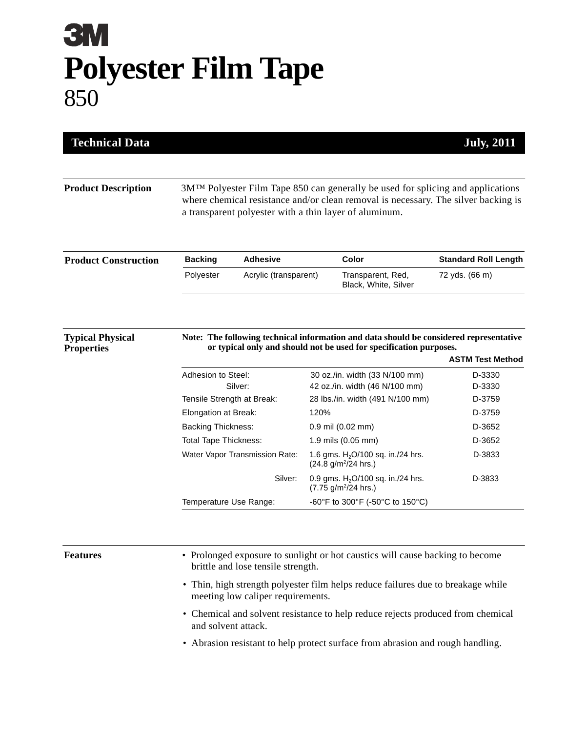# 3M

# Polyester Film Tape

## 850

**Technical Data** **July, 2011**

---

**Product Description**

3M™ Polyester Film Tape 850 can generally be used for splicing and applications where chemical resistance and/or clean removal is necessary. The silver backing is a transparent polyester with a thin layer of aluminum.

---

**Product Construction**

| Backing | Adhesive | Color | Standard Roll Length |
|---|---|---|---|
| Polyester | Acrylic (transparent) | Transparent, Red, Black, White, Silver | 72 yds. (66 m) |

---

**Typical Physical Properties**

**Note: The following technical information and data should be considered representative or typical only and should not be used for specification purposes.**

| | | ASTM Test Method |
|---|---|---|
| Adhesion to Steel: | 30 oz./in. width (33 N/100 mm) | D-3330 |
| Silver: | 42 oz./in. width (46 N/100 mm) | D-3330 |
| Tensile Strength at Break: | 28 lbs./in. width (491 N/100 mm) | D-3759 |
| Elongation at Break: | 120% | D-3759 |
| Backing Thickness: | 0.9 mil (0.02 mm) | D-3652 |
| Total Tape Thickness: | 1.9 mils (0.05 mm) | D-3652 |
| Water Vapor Transmission Rate: | 1.6 gms. $H_2O$/100 sq. in./24 hrs. (24.8 g/$m^2$/24 hrs.) | D-3833 |
| Silver: | 0.9 gms. $H_2O$/100 sq. in./24 hrs. (7.75 g/$m^2$/24 hrs.) | D-3833 |
| Temperature Use Range: | -60°F to 300°F (-50°C to 150°C) | |

---

**Features**

- Prolonged exposure to sunlight or hot caustics will cause backing to become brittle and lose tensile strength.
- Thin, high strength polyester film helps reduce failures due to breakage while meeting low caliper requirements.
- Chemical and solvent resistance to help reduce rejects produced from chemical and solvent attack.
- Abrasion resistant to help protect surface from abrasion and rough handling.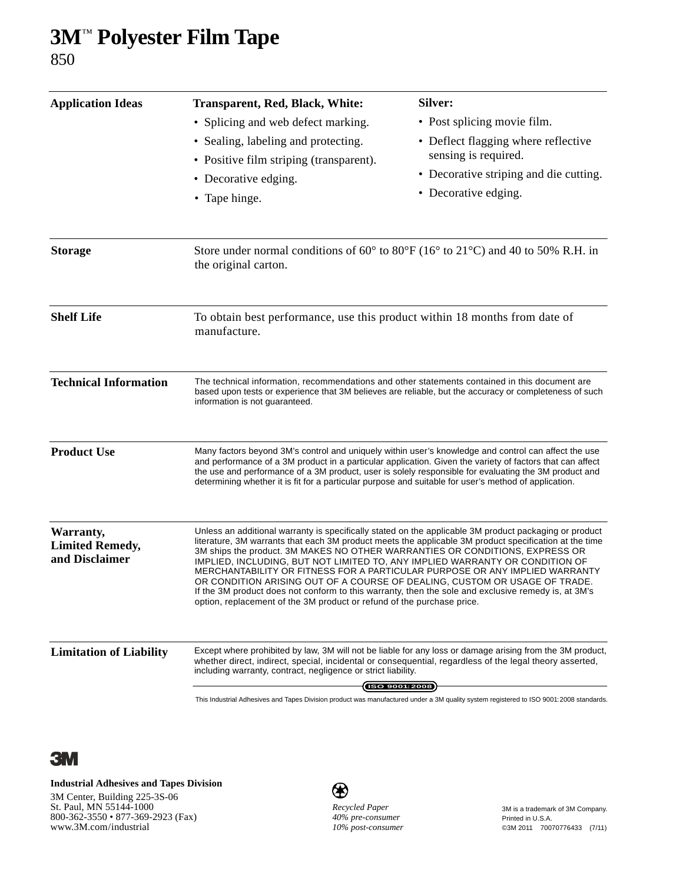# 3M™ Polyester Film Tape

850

## Application Ideas

**Transparent, Red, Black, White:**

- Splicing and web defect marking.
- Sealing, labeling and protecting.
- Positive film striping (transparent).
- Decorative edging.
- Tape hinge.

**Silver:**

- Post splicing movie film.
- Deflect flagging where reflective sensing is required.
- Decorative striping and die cutting.
- Decorative edging.

## Storage

Store under normal conditions of 60° to 80°F (16° to 21°C) and 40 to 50% R.H. in the original carton.

## Shelf Life

To obtain best performance, use this product within 18 months from date of manufacture.

## Technical Information

The technical information, recommendations and other statements contained in this document are based upon tests or experience that 3M believes are reliable, but the accuracy or completeness of such information is not guaranteed.

## Product Use

Many factors beyond 3M's control and uniquely within user's knowledge and control can affect the use and performance of a 3M product in a particular application. Given the variety of factors that can affect the use and performance of a 3M product, user is solely responsible for evaluating the 3M product and determining whether it is fit for a particular purpose and suitable for user's method of application.

## Warranty, Limited Remedy, and Disclaimer

Unless an additional warranty is specifically stated on the applicable 3M product packaging or product literature, 3M warrants that each 3M product meets the applicable 3M product specification at the time 3M ships the product. 3M MAKES NO OTHER WARRANTIES OR CONDITIONS, EXPRESS OR IMPLIED, INCLUDING, BUT NOT LIMITED TO, ANY IMPLIED WARRANTY OR CONDITION OF MERCHANTABILITY OR FITNESS FOR A PARTICULAR PURPOSE OR ANY IMPLIED WARRANTY OR CONDITION ARISING OUT OF A COURSE OF DEALING, CUSTOM OR USAGE OF TRADE. If the 3M product does not conform to this warranty, then the sole and exclusive remedy is, at 3M's option, replacement of the 3M product or refund of the purchase price.

## Limitation of Liability

Except where prohibited by law, 3M will not be liable for any loss or damage arising from the 3M product, whether direct, indirect, special, incidental or consequential, regardless of the legal theory asserted, including warranty, contract, negligence or strict liability.

ISO 9001:2008

This Industrial Adhesives and Tapes Division product was manufactured under a 3M quality system registered to ISO 9001:2008 standards.

3M

**Industrial Adhesives and Tapes Division**

3M Center, Building 225-3S-06
St. Paul, MN 55144-1000
800-362-3550 • 877-369-2923 (Fax)
www.3M.com/industrial

*Recycled Paper*
*40% pre-consumer*
*10% post-consumer*

3M is a trademark of 3M Company.
Printed in U.S.A.
©3M 2011 70070776433 (7/11)